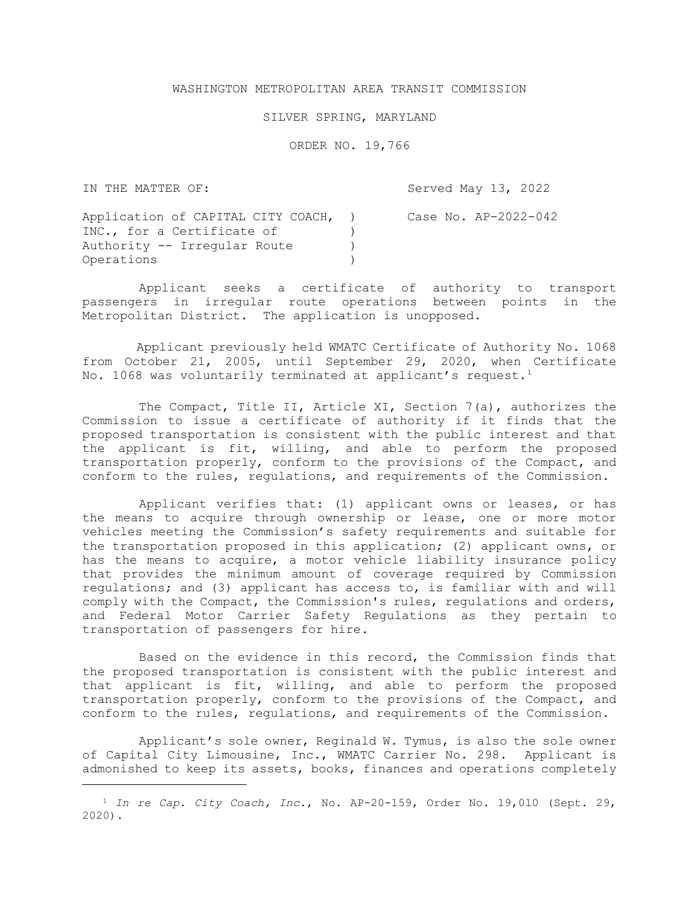WASHINGTON METROPOLITAN AREA TRANSIT COMMISSION

SILVER SPRING, MARYLAND

ORDER NO. 19,766

IN THE MATTER OF: Served May 13, 2022

Application of CAPITAL CITY COACH, INC., for a Certificate of Authority -- Irregular Route Operations

Case No. AP-2022-042

Applicant seeks a certificate of authority to transport passengers in irregular route operations between points in the Metropolitan District. The application is unopposed.

Applicant previously held WMATC Certificate of Authority No. 1068 from October 21, 2005, until September 29, 2020, when Certificate No. 1068 was voluntarily terminated at applicant's request.[1]

The Compact, Title II, Article XI, Section 7(a), authorizes the Commission to issue a certificate of authority if it finds that the proposed transportation is consistent with the public interest and that the applicant is fit, willing, and able to perform the proposed transportation properly, conform to the provisions of the Compact, and conform to the rules, regulations, and requirements of the Commission.

Applicant verifies that: (1) applicant owns or leases, or has the means to acquire through ownership or lease, one or more motor vehicles meeting the Commission's safety requirements and suitable for the transportation proposed in this application; (2) applicant owns, or has the means to acquire, a motor vehicle liability insurance policy that provides the minimum amount of coverage required by Commission regulations; and (3) applicant has access to, is familiar with and will comply with the Compact, the Commission's rules, regulations and orders, and Federal Motor Carrier Safety Regulations as they pertain to transportation of passengers for hire.

Based on the evidence in this record, the Commission finds that the proposed transportation is consistent with the public interest and that applicant is fit, willing, and able to perform the proposed transportation properly, conform to the provisions of the Compact, and conform to the rules, regulations, and requirements of the Commission.

Applicant's sole owner, Reginald W. Tymus, is also the sole owner of Capital City Limousine, Inc., WMATC Carrier No. 298. Applicant is admonished to keep its assets, books, finances and operations completely

[1] *In re Cap. City Coach, Inc.*, No. AP-20-159, Order No. 19,010 (Sept. 29, 2020).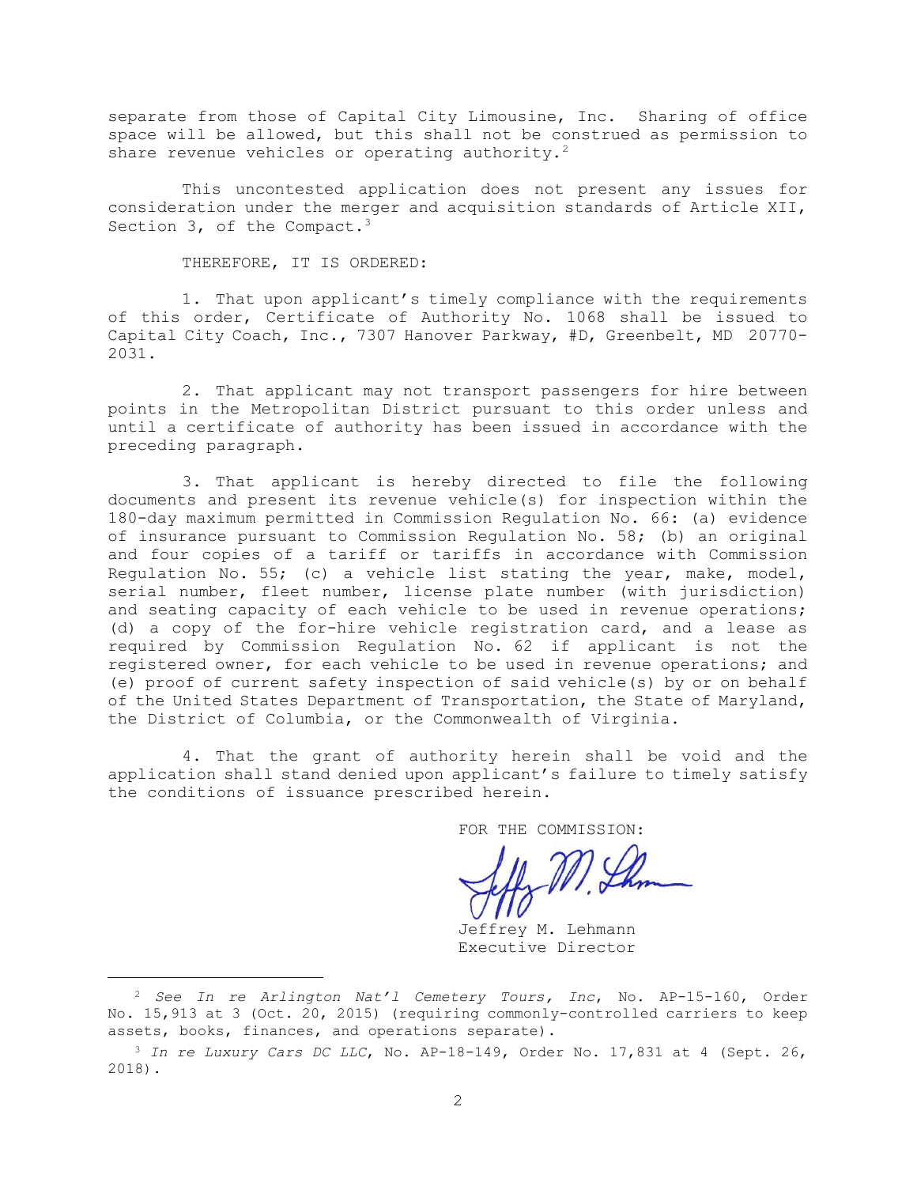separate from those of Capital City Limousine, Inc. Sharing of office space will be allowed, but this shall not be construed as permission to share revenue vehicles or operating authority.[2]

This uncontested application does not present any issues for consideration under the merger and acquisition standards of Article XII, Section 3, of the Compact.[3]

THEREFORE, IT IS ORDERED:

1. That upon applicant's timely compliance with the requirements of this order, Certificate of Authority No. 1068 shall be issued to Capital City Coach, Inc., 7307 Hanover Parkway, #D, Greenbelt, MD 20770-2031.

2. That applicant may not transport passengers for hire between points in the Metropolitan District pursuant to this order unless and until a certificate of authority has been issued in accordance with the preceding paragraph.

3. That applicant is hereby directed to file the following documents and present its revenue vehicle(s) for inspection within the 180-day maximum permitted in Commission Regulation No. 66: (a) evidence of insurance pursuant to Commission Regulation No. 58; (b) an original and four copies of a tariff or tariffs in accordance with Commission Regulation No. 55; (c) a vehicle list stating the year, make, model, serial number, fleet number, license plate number (with jurisdiction) and seating capacity of each vehicle to be used in revenue operations; (d) a copy of the for-hire vehicle registration card, and a lease as required by Commission Regulation No. 62 if applicant is not the registered owner, for each vehicle to be used in revenue operations; and (e) proof of current safety inspection of said vehicle(s) by or on behalf of the United States Department of Transportation, the State of Maryland, the District of Columbia, or the Commonwealth of Virginia.

4. That the grant of authority herein shall be void and the application shall stand denied upon applicant's failure to timely satisfy the conditions of issuance prescribed herein.

FOR THE COMMISSION:

Jeffrey M. Lehmann
Executive Director

---

[2] *See In re Arlington Nat'l Cemetery Tours, Inc*, No. AP-15-160, Order No. 15,913 at 3 (Oct. 20, 2015) (requiring commonly-controlled carriers to keep assets, books, finances, and operations separate).

[3] *In re Luxury Cars DC LLC*, No. AP-18-149, Order No. 17,831 at 4 (Sept. 26, 2018).